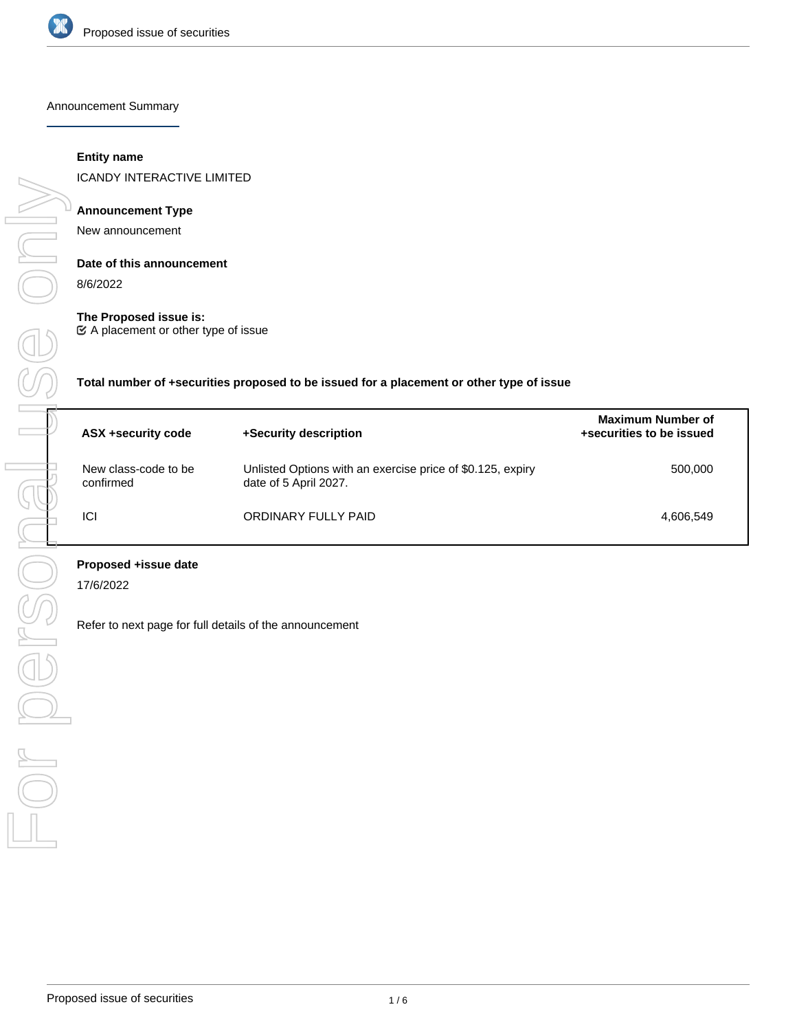## Announcement Summary

**Entity name**

ICANDY INTERACTIVE LIMITED

**Announcement Type**

New announcement

**Date of this announcement**

8/6/2022

**The Proposed issue is:**

☑ A placement or other type of issue

**Total number of +securities proposed to be issued for a placement or other type of issue**

| ASX +security code | +Security description | Maximum Number of +securities to be issued |
|---|---|---|
| New class-code to be confirmed | Unlisted Options with an exercise price of $0.125, expiry date of 5 April 2027. | 500,000 |
| ICI | ORDINARY FULLY PAID | 4,606,549 |

**Proposed +issue date**

17/6/2022

Refer to next page for full details of the announcement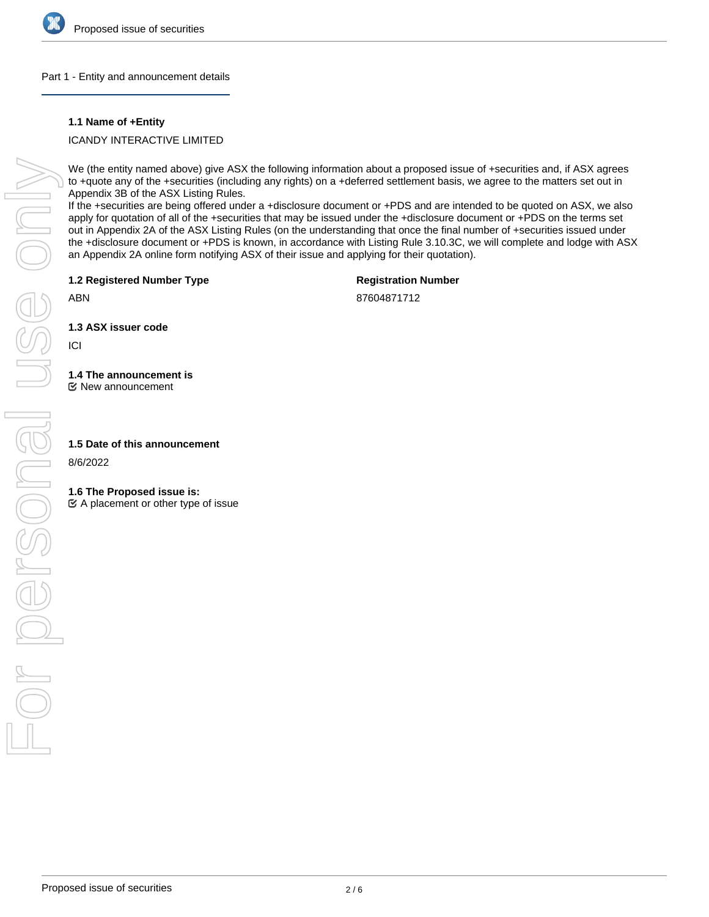## Part 1 - Entity and announcement details

**1.1 Name of +Entity**

ICANDY INTERACTIVE LIMITED

We (the entity named above) give ASX the following information about a proposed issue of +securities and, if ASX agrees to +quote any of the +securities (including any rights) on a +deferred settlement basis, we agree to the matters set out in Appendix 3B of the ASX Listing Rules.
If the +securities are being offered under a +disclosure document or +PDS and are intended to be quoted on ASX, we also apply for quotation of all of the +securities that may be issued under the +disclosure document or +PDS on the terms set out in Appendix 2A of the ASX Listing Rules (on the understanding that once the final number of +securities issued under the +disclosure document or +PDS is known, in accordance with Listing Rule 3.10.3C, we will complete and lodge with ASX an Appendix 2A online form notifying ASX of their issue and applying for their quotation).

**1.2 Registered Number Type**

ABN

**Registration Number**

87604871712

**1.3 ASX issuer code**

ICI

**1.4 The announcement is**

☑ New announcement

**1.5 Date of this announcement**

8/6/2022

**1.6 The Proposed issue is:**

☑ A placement or other type of issue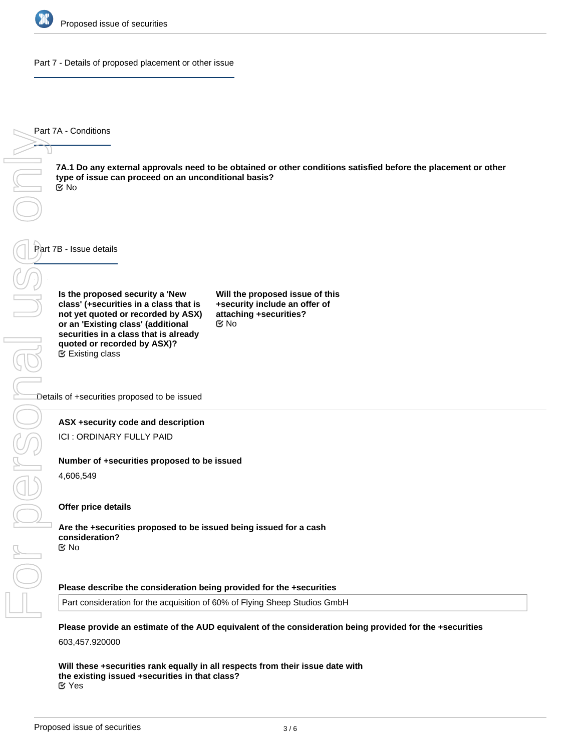## Part 7 - Details of proposed placement or other issue

### Part 7A - Conditions

**7A.1 Do any external approvals need to be obtained or other conditions satisfied before the placement or other type of issue can proceed on an unconditional basis?**
No

### Part 7B - Issue details

**Is the proposed security a 'New class' (+securities in a class that is not yet quoted or recorded by ASX) or an 'Existing class' (additional securities in a class that is already quoted or recorded by ASX)?**
Existing class

**Will the proposed issue of this +security include an offer of attaching +securities?**
No

#### Details of +securities proposed to be issued

**ASX +security code and description**

ICI : ORDINARY FULLY PAID

**Number of +securities proposed to be issued**

4,606,549

**Offer price details**

**Are the +securities proposed to be issued being issued for a cash consideration?**
No

**Please describe the consideration being provided for the +securities**

Part consideration for the acquisition of 60% of Flying Sheep Studios GmbH

**Please provide an estimate of the AUD equivalent of the consideration being provided for the +securities**

603,457.920000

**Will these +securities rank equally in all respects from their issue date with the existing issued +securities in that class?**
Yes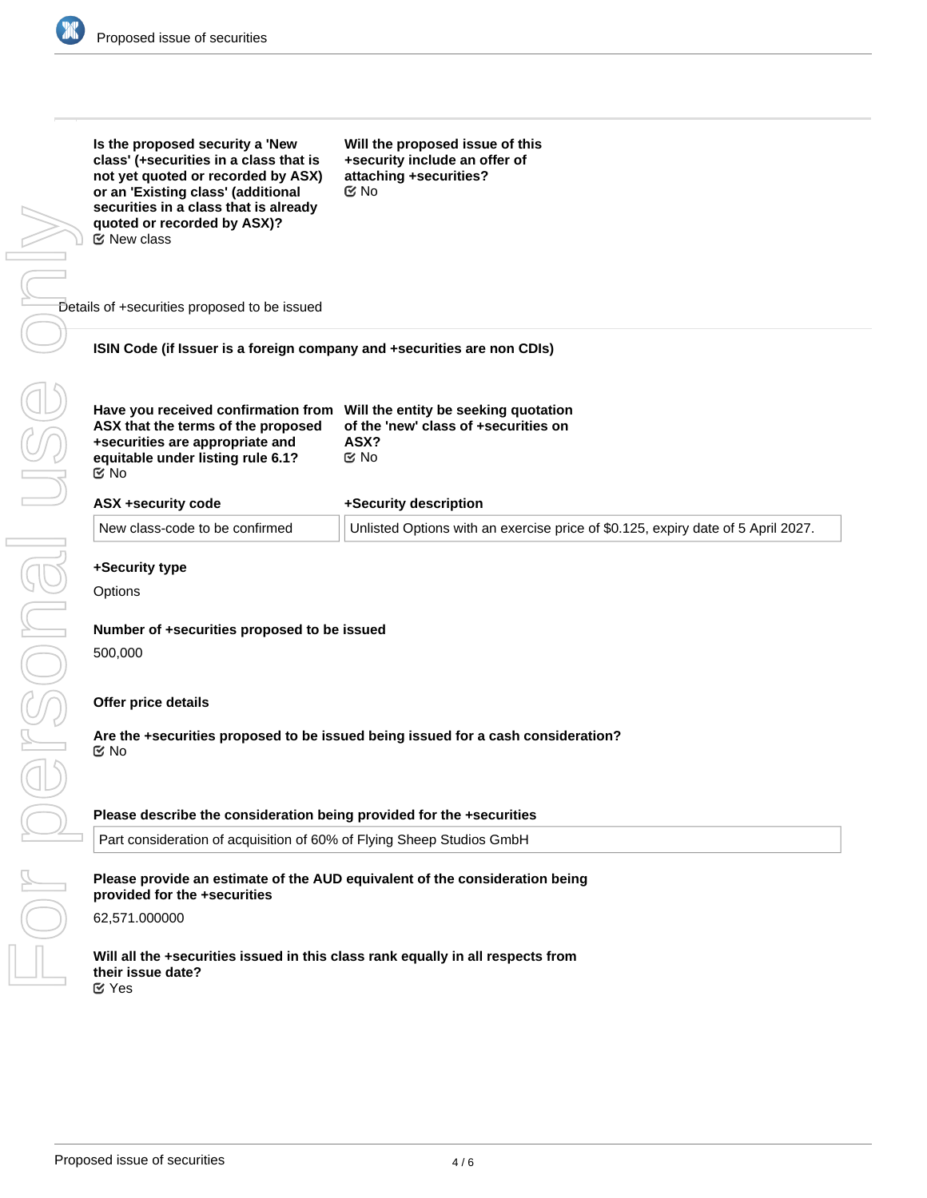**Is the proposed security a 'New class' (+securities in a class that is not yet quoted or recorded by ASX) or an 'Existing class' (additional securities in a class that is already quoted or recorded by ASX)?**
☑ New class

**Will the proposed issue of this +security include an offer of attaching +securities?**
☑ No

Details of +securities proposed to be issued

**ISIN Code (if Issuer is a foreign company and +securities are non CDIs)**

**Have you received confirmation from ASX that the terms of the proposed +securities are appropriate and equitable under listing rule 6.1?**
☑ No

**Will the entity be seeking quotation of the 'new' class of +securities on ASX?**
☑ No

| ASX +security code | +Security description |
| --- | --- |
| New class-code to be confirmed | Unlisted Options with an exercise price of $0.125, expiry date of 5 April 2027. |

**+Security type**

Options

**Number of +securities proposed to be issued**

500,000

**Offer price details**

**Are the +securities proposed to be issued being issued for a cash consideration?**
☑ No

**Please describe the consideration being provided for the +securities**

Part consideration of acquisition of 60% of Flying Sheep Studios GmbH

**Please provide an estimate of the AUD equivalent of the consideration being provided for the +securities**

62,571.000000

**Will all the +securities issued in this class rank equally in all respects from their issue date?**
☑ Yes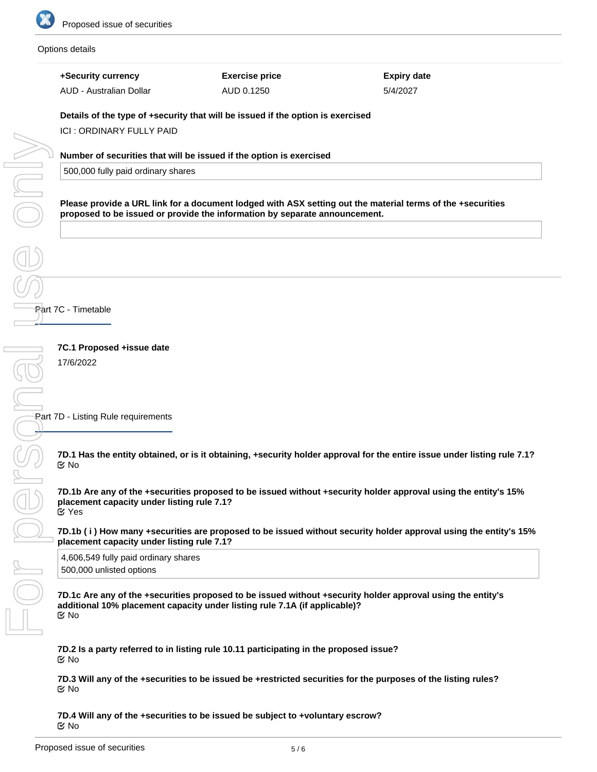Options details

| +Security currency | Exercise price | Expiry date |
| --- | --- | --- |
| AUD - Australian Dollar | AUD 0.1250 | 5/4/2027 |

**Details of the type of +security that will be issued if the option is exercised**

ICI : ORDINARY FULLY PAID

**Number of securities that will be issued if the option is exercised**

500,000 fully paid ordinary shares

**Please provide a URL link for a document lodged with ASX setting out the material terms of the +securities proposed to be issued or provide the information by separate announcement.**

## Part 7C - Timetable

**7C.1 Proposed +issue date**

17/6/2022

## Part 7D - Listing Rule requirements

**7D.1 Has the entity obtained, or is it obtaining, +security holder approval for the entire issue under listing rule 7.1?**

No

**7D.1b Are any of the +securities proposed to be issued without +security holder approval using the entity's 15% placement capacity under listing rule 7.1?**

Yes

**7D.1b ( i ) How many +securities are proposed to be issued without security holder approval using the entity's 15% placement capacity under listing rule 7.1?**

4,606,549 fully paid ordinary shares
500,000 unlisted options

**7D.1c Are any of the +securities proposed to be issued without +security holder approval using the entity's additional 10% placement capacity under listing rule 7.1A (if applicable)?**

No

**7D.2 Is a party referred to in listing rule 10.11 participating in the proposed issue?**

No

**7D.3 Will any of the +securities to be issued be +restricted securities for the purposes of the listing rules?**

No

**7D.4 Will any of the +securities to be issued be subject to +voluntary escrow?**

No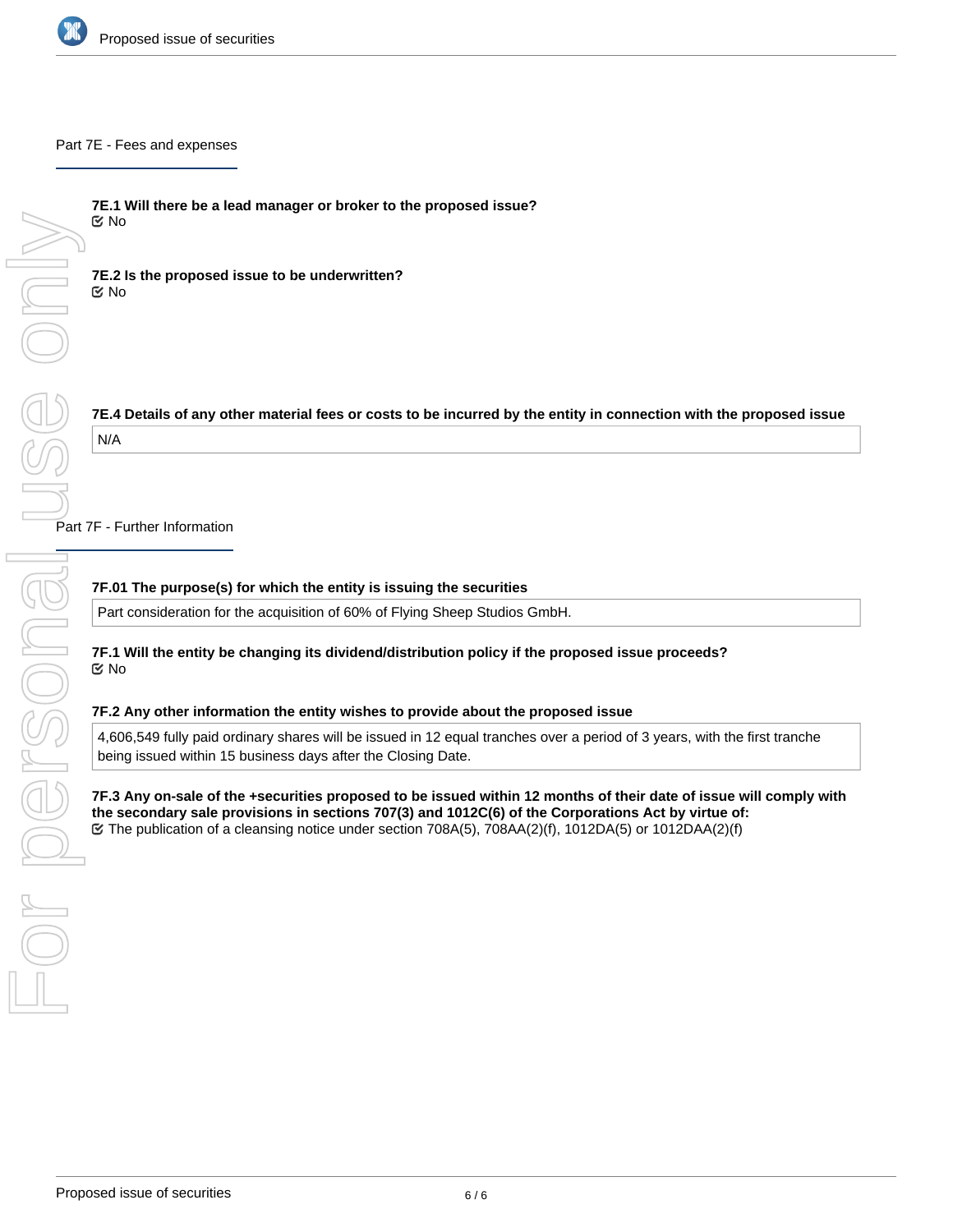## Part 7E - Fees and expenses

**7E.1 Will there be a lead manager or broker to the proposed issue?**
☑ No

**7E.2 Is the proposed issue to be underwritten?**
☑ No

**7E.4 Details of any other material fees or costs to be incurred by the entity in connection with the proposed issue**

N/A

## Part 7F - Further Information

**7F.01 The purpose(s) for which the entity is issuing the securities**

Part consideration for the acquisition of 60% of Flying Sheep Studios GmbH.

**7F.1 Will the entity be changing its dividend/distribution policy if the proposed issue proceeds?**
☑ No

**7F.2 Any other information the entity wishes to provide about the proposed issue**

4,606,549 fully paid ordinary shares will be issued in 12 equal tranches over a period of 3 years, with the first tranche being issued within 15 business days after the Closing Date.

**7F.3 Any on-sale of the +securities proposed to be issued within 12 months of their date of issue will comply with the secondary sale provisions in sections 707(3) and 1012C(6) of the Corporations Act by virtue of:**
☑ The publication of a cleansing notice under section 708A(5), 708AA(2)(f), 1012DA(5) or 1012DAA(2)(f)